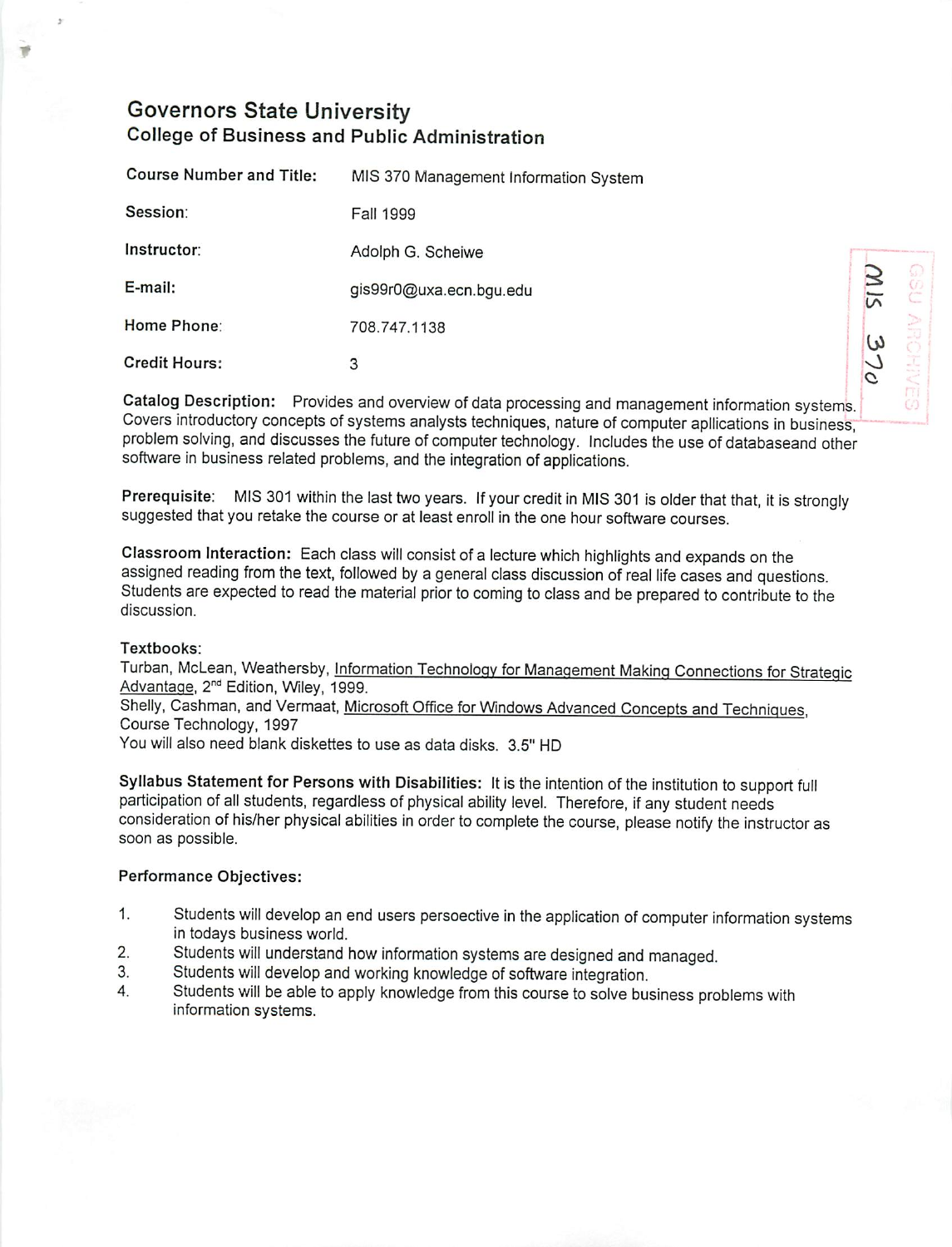# Governors State University
## College of Business and Public Administration

| | |
|---|---|
| **Course Number and Title:** | MIS 370 Management Information System |
| **Session:** | Fall 1999 |
| **Instructor:** | Adolph G. Scheiwe |
| **E-mail:** | gis99r0@uxa.ecn.bgu.edu |
| **Home Phone:** | 708.747.1138 |
| **Credit Hours:** | 3 |

MIS 370

GSU ARCHIVES

**Catalog Description:** Provides and overview of data processing and management information systems. Covers introductory concepts of systems analysts techniques, nature of computer apllications in business, problem solving, and discusses the future of computer technology. Includes the use of databaseand other software in business related problems, and the integration of applications.

**Prerequisite:** MIS 301 within the last two years. If your credit in MIS 301 is older that that, it is strongly suggested that you retake the course or at least enroll in the one hour software courses.

**Classroom Interaction:** Each class will consist of a lecture which highlights and expands on the assigned reading from the text, followed by a general class discussion of real life cases and questions. Students are expected to read the material prior to coming to class and be prepared to contribute to the discussion.

**Textbooks:**
Turban, McLean, Weathersby, Information Technology for Management Making Connections for Strategic Advantage, 2nd Edition, Wiley, 1999.
Shelly, Cashman, and Vermaat, Microsoft Office for Windows Advanced Concepts and Techniques, Course Technology, 1997
You will also need blank diskettes to use as data disks. 3.5" HD

**Syllabus Statement for Persons with Disabilities:** It is the intention of the institution to support full participation of all students, regardless of physical ability level. Therefore, if any student needs consideration of his/her physical abilities in order to complete the course, please notify the instructor as soon as possible.

**Performance Objectives:**

1. Students will develop an end users persoective in the application of computer information systems in todays business world.
2. Students will understand how information systems are designed and managed.
3. Students will develop and working knowledge of software integration.
4. Students will be able to apply knowledge from this course to solve business problems with information systems.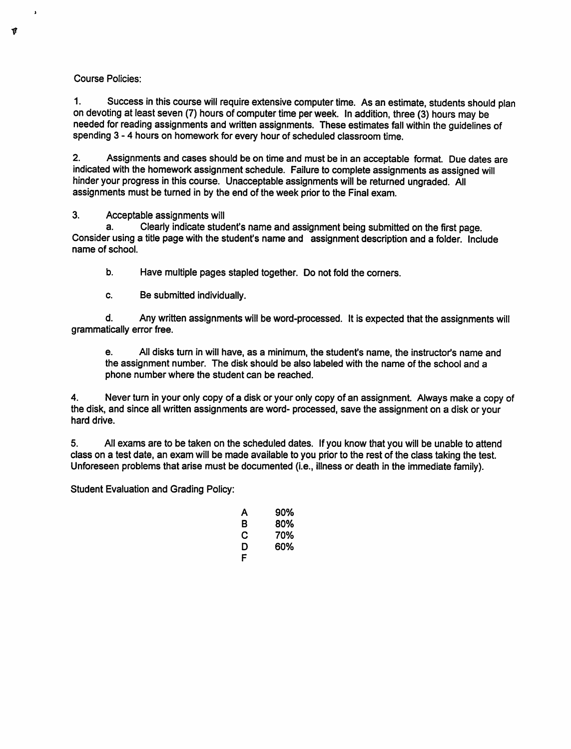Course Policies:

1. Success in this course will require extensive computer time. As an estimate, students should plan on devoting at least seven (7) hours of computer time per week. In addition, three (3) hours may be needed for reading assignments and written assignments. These estimates fall within the guidelines of spending 3 - 4 hours on homework for every hour of scheduled classroom time.

2. Assignments and cases should be on time and must be in an acceptable format. Due dates are indicated with the homework assignment schedule. Failure to complete assignments as assigned will hinder your progress in this course. Unacceptable assignments will be returned ungraded. All assignments must be turned in by the end of the week prior to the Final exam.

3. Acceptable assignments will

   a. Clearly indicate student's name and assignment being submitted on the first page. Consider using a title page with the student's name and assignment description and a folder. Include name of school.

   b. Have multiple pages stapled together. Do not fold the corners.

   c. Be submitted individually.

   d. Any written assignments will be word-processed. It is expected that the assignments will grammatically error free.

   e. All disks turn in will have, as a minimum, the student's name, the instructor's name and the assignment number. The disk should be also labeled with the name of the school and a phone number where the student can be reached.

4. Never turn in your only copy of a disk or your only copy of an assignment. Always make a copy of the disk, and since all written assignments are word- processed, save the assignment on a disk or your hard drive.

5. All exams are to be taken on the scheduled dates. If you know that you will be unable to attend class on a test date, an exam will be made available to you prior to the rest of the class taking the test. Unforeseen problems that arise must be documented (i.e., illness or death in the immediate family).

Student Evaluation and Grading Policy:

| | |
|---|---|
| A | 90% |
| B | 80% |
| C | 70% |
| D | 60% |
| F | |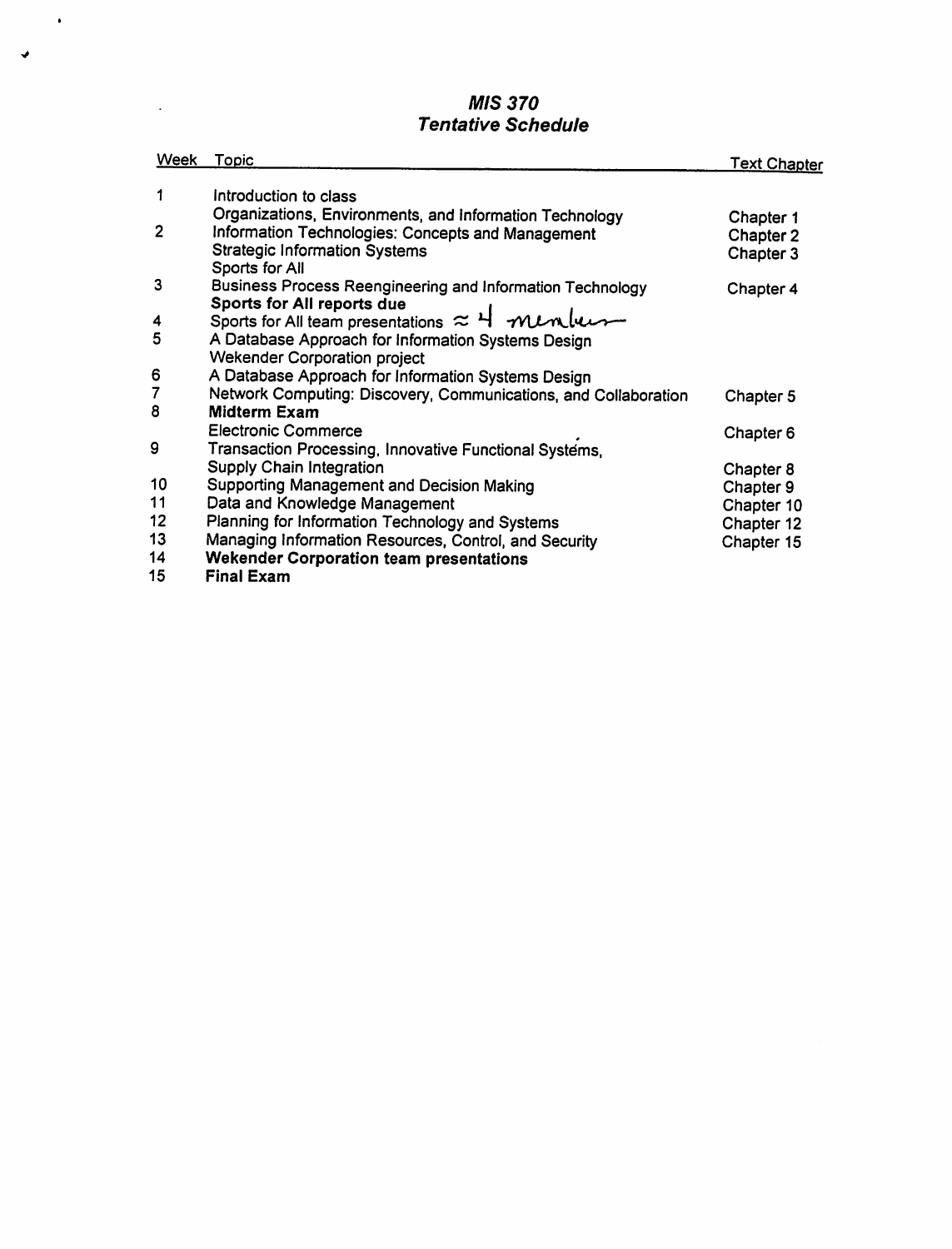# *MIS 370*
## *Tentative Schedule*

| Week | Topic | Text Chapter |
|---|---|---|
| 1 | Introduction to class | |
| | Organizations, Environments, and Information Technology | Chapter 1 |
| 2 | Information Technologies: Concepts and Management | Chapter 2 |
| | Strategic Information Systems | Chapter 3 |
| | Sports for All | |
| 3 | Business Process Reengineering and Information Technology | Chapter 4 |
| | **Sports for All reports due** | |
| 4 | Sports for All team presentations ≈ 4 members | |
| 5 | A Database Approach for Information Systems Design | |
| | Wekender Corporation project | |
| 6 | A Database Approach for Information Systems Design | |
| 7 | Network Computing: Discovery, Communications, and Collaboration | Chapter 5 |
| 8 | **Midterm Exam** | |
| | Electronic Commerce | Chapter 6 |
| 9 | Transaction Processing, Innovative Functional Systems, | |
| | Supply Chain Integration | Chapter 8 |
| 10 | Supporting Management and Decision Making | Chapter 9 |
| 11 | Data and Knowledge Management | Chapter 10 |
| 12 | Planning for Information Technology and Systems | Chapter 12 |
| 13 | Managing Information Resources, Control, and Security | Chapter 15 |
| 14 | **Wekender Corporation team presentations** | |
| 15 | **Final Exam** | |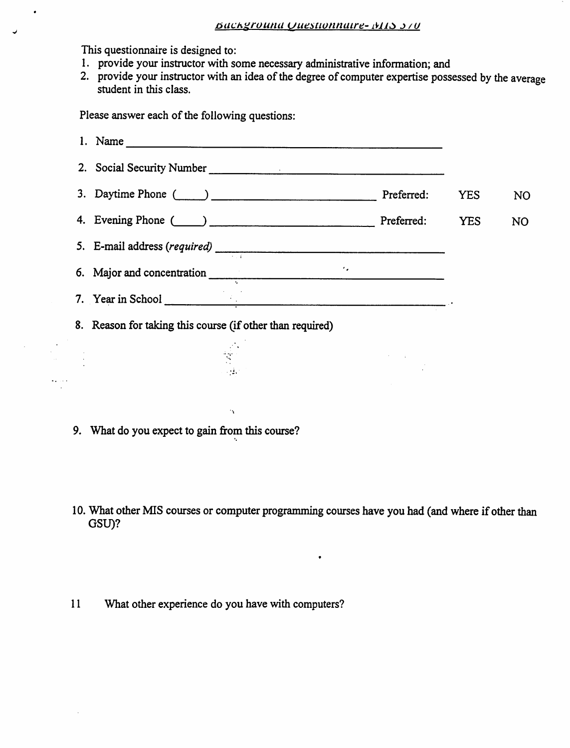# Background Questionnaire- MIS 370

This questionnaire is designed to:

1. provide your instructor with some necessary administrative information; and
2. provide your instructor with an idea of the degree of computer expertise possessed by the average student in this class.

Please answer each of the following questions:

1. Name ______________________________________________
2. Social Security Number ______________________________
3. Daytime Phone (____) ________________________ Preferred: YES NO
4. Evening Phone (____) ________________________ Preferred: YES NO
5. E-mail address *(required)* ___________________________
6. Major and concentration ______________________________
7. Year in School ______________________________________
8. Reason for taking this course (if other than required)
9. What do you expect to gain from this course?
10. What other MIS courses or computer programming courses have you had (and where if other than GSU)?
11. What other experience do you have with computers?